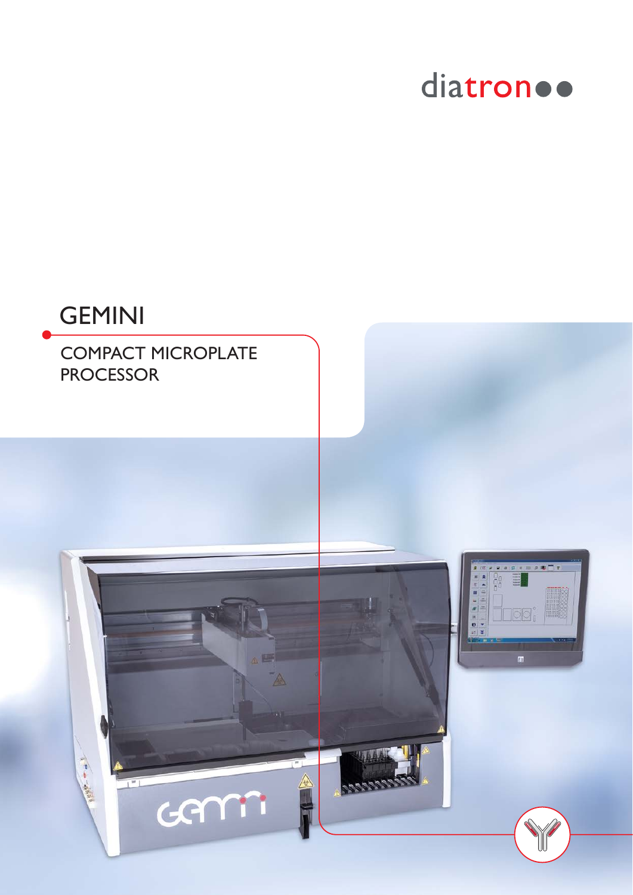diatron

# GEMINI

## COMPACT MICROPLATE PROCESSOR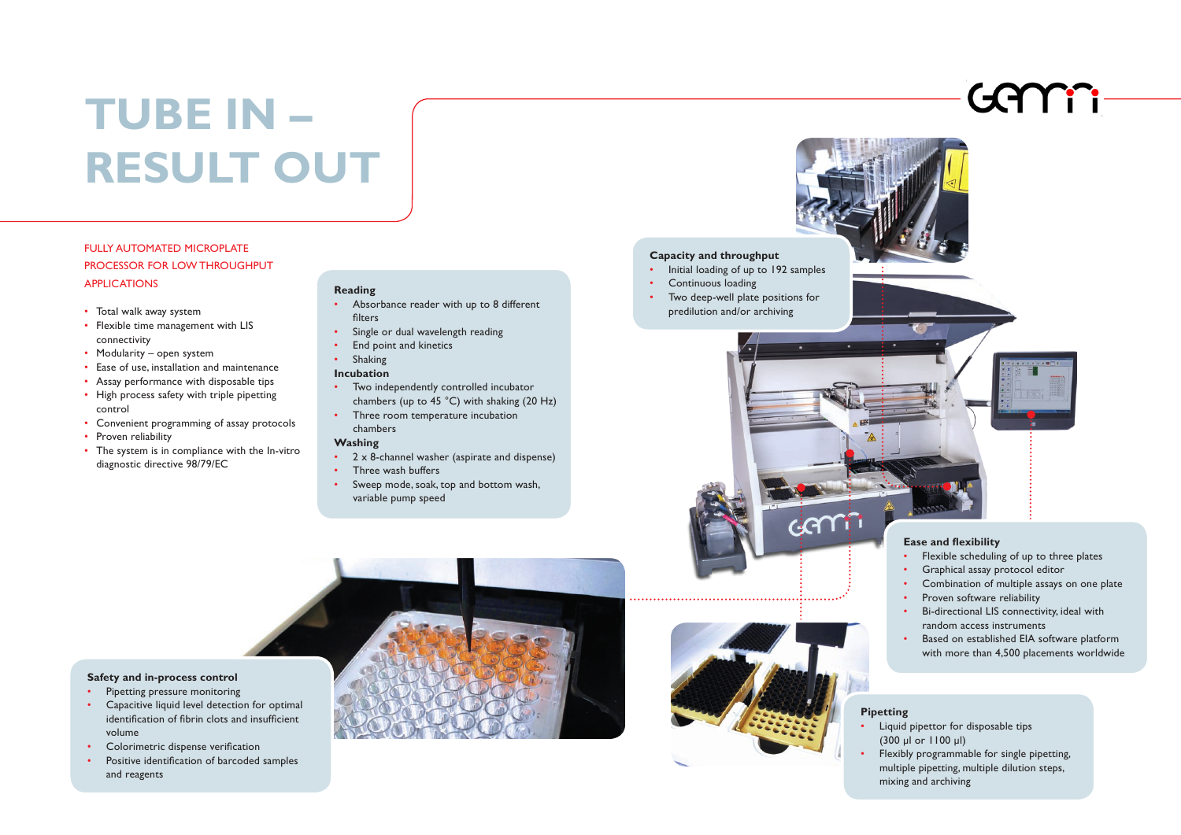# TUBE IN – RESULT OUT

FULLY AUTOMATED MICROPLATE PROCESSOR FOR LOW THROUGHPUT APPLICATIONS

- Total walk away system
- Flexible time management with LIS connectivity
- Modularity – open system
- Ease of use, installation and maintenance
- Assay performance with disposable tips
- High process safety with triple pipetting control
- Convenient programming of assay protocols
- Proven reliability
- The system is in compliance with the In-vitro diagnostic directive 98/79/EC

**Reading**

- Absorbance reader with up to 8 different filters
- Single or dual wavelength reading
- End point and kinetics
- Shaking

**Incubation**

- Two independently controlled incubator chambers (up to 45 °C) with shaking (20 Hz)
- Three room temperature incubation chambers

**Washing**

- 2 x 8-channel washer (aspirate and dispense)
- Three wash buffers
- Sweep mode, soak, top and bottom wash, variable pump speed

**Safety and in-process control**

- Pipetting pressure monitoring
- Capacitive liquid level detection for optimal identification of fibrin clots and insufficient volume
- Colorimetric dispense verification
- Positive identification of barcoded samples and reagents

**Capacity and throughput**

- Initial loading of up to 192 samples
- Continuous loading
- Two deep-well plate positions for predilution and/or archiving

**Ease and flexibility**

- Flexible scheduling of up to three plates
- Graphical assay protocol editor
- Combination of multiple assays on one plate
- Proven software reliability
- Bi-directional LIS connectivity, ideal with random access instruments
- Based on established EIA software platform with more than 4,500 placements worldwide

**Pipetting**

- Liquid pipettor for disposable tips (300 µl or 1100 µl)
- Flexibly programmable for single pipetting, multiple pipetting, multiple dilution steps, mixing and archiving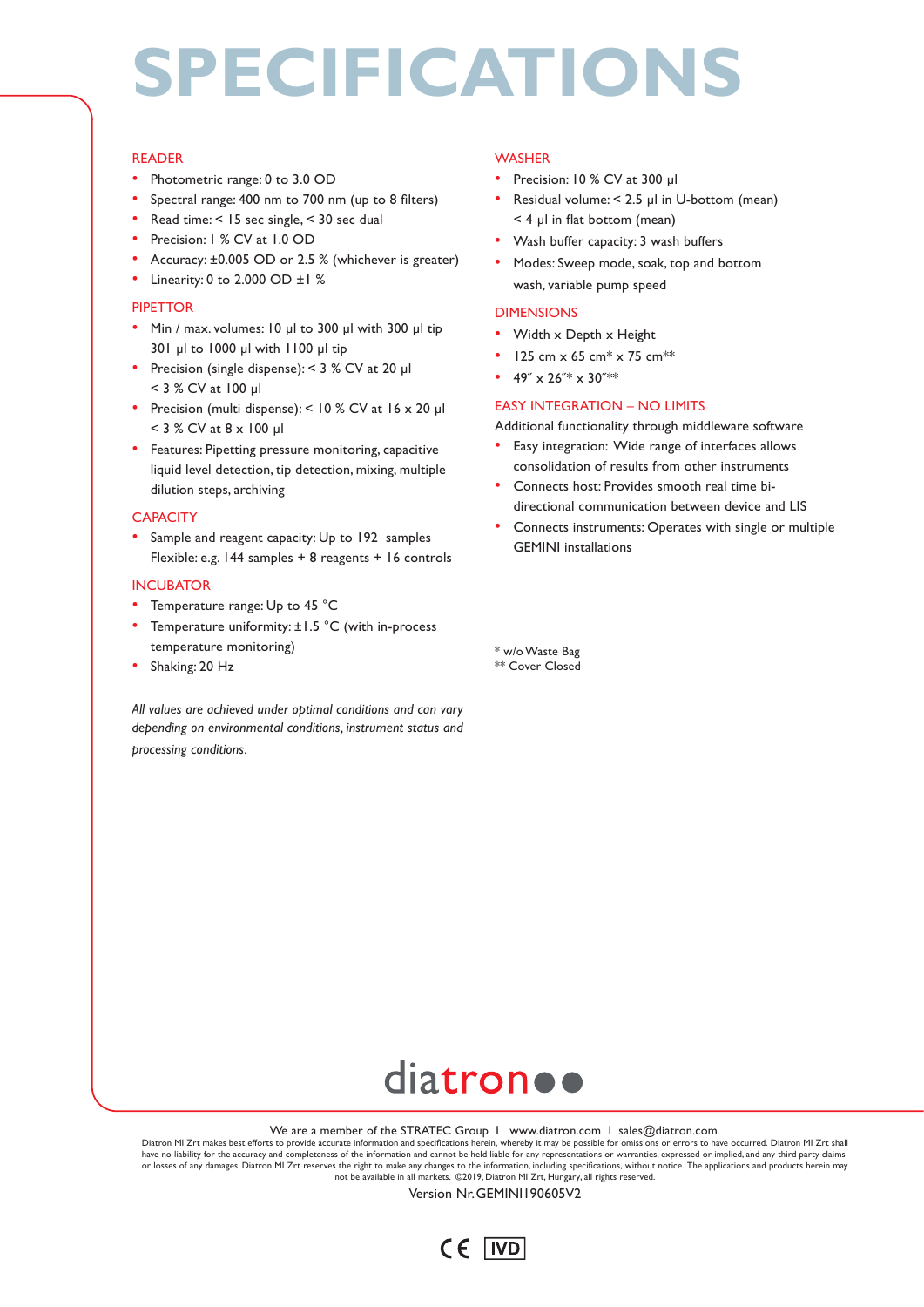# SPECIFICATIONS

## READER

- Photometric range: 0 to 3.0 OD
- Spectral range: 400 nm to 700 nm (up to 8 filters)
- Read time: < 15 sec single, < 30 sec dual
- Precision: 1 % CV at 1.0 OD
- Accuracy: ±0.005 OD or 2.5 % (whichever is greater)
- Linearity: 0 to 2.000 OD ±1 %

## PIPETTOR

- Min / max. volumes: 10 µl to 300 µl with 300 µl tip 301 µl to 1000 µl with 1100 µl tip
- Precision (single dispense): < 3 % CV at 20 µl < 3 % CV at 100 µl
- Precision (multi dispense): < 10 % CV at 16 x 20 µl < 3 % CV at 8 x 100 µl
- Features: Pipetting pressure monitoring, capacitive liquid level detection, tip detection, mixing, multiple dilution steps, archiving

## CAPACITY

- Sample and reagent capacity: Up to 192 samples Flexible: e.g. 144 samples + 8 reagents + 16 controls

## INCUBATOR

- Temperature range: Up to 45 °C
- Temperature uniformity: ±1.5 °C (with in-process temperature monitoring)
- Shaking: 20 Hz

*All values are achieved under optimal conditions and can vary depending on environmental conditions, instrument status and processing conditions.*

## WASHER

- Precision: 10 % CV at 300 µl
- Residual volume: < 2.5 µl in U-bottom (mean) < 4 µl in flat bottom (mean)
- Wash buffer capacity: 3 wash buffers
- Modes: Sweep mode, soak, top and bottom wash, variable pump speed

## DIMENSIONS

- Width x Depth x Height
- 125 cm x 65 cm* x 75 cm**
- 49″ x 26″* x 30″**

## EASY INTEGRATION – NO LIMITS

Additional functionality through middleware software

- Easy integration: Wide range of interfaces allows consolidation of results from other instruments
- Connects host: Provides smooth real time bi-directional communication between device and LIS
- Connects instruments: Operates with single or multiple GEMINI installations

\* w/o Waste Bag
\** Cover Closed

diatron

We are a member of the STRATEC Group | www.diatron.com | sales@diatron.com

Diatron MI Zrt makes best efforts to provide accurate information and specifications herein, whereby it may be possible for omissions or errors to have occurred. Diatron MI Zrt shall have no liability for the accuracy and completeness of the information and cannot be held liable for any representations or warranties, expressed or implied, and any third party claims or losses of any damages. Diatron MI Zrt reserves the right to make any changes to the information, including specifications, without notice. The applications and products herein may not be available in all markets. ©2019, Diatron MI Zrt, Hungary, all rights reserved.

Version Nr. GEMINI190605V2

CE IVD